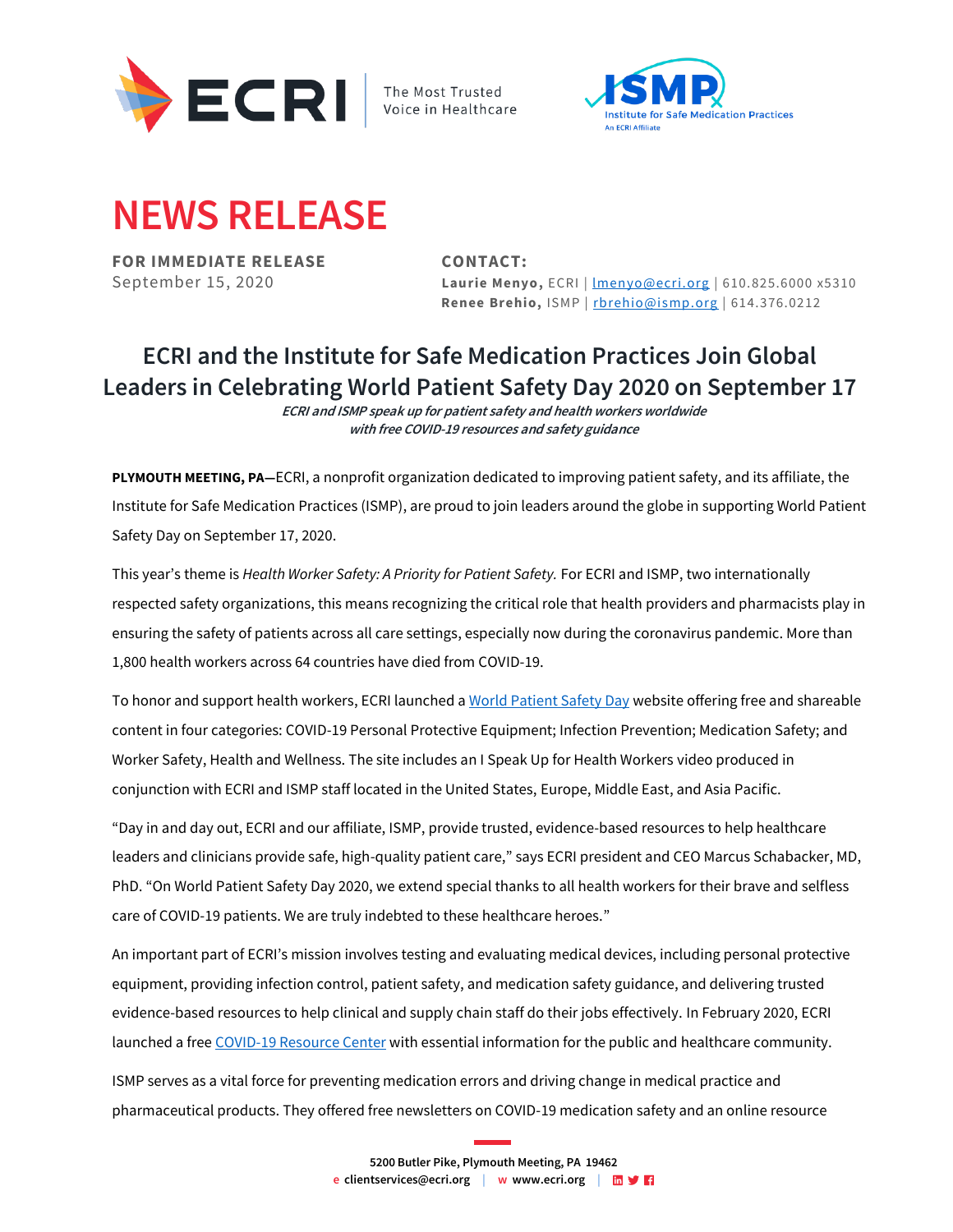ECRI — The Most Trusted Voice in Healthcare

ISMP — Institute for Safe Medication Practices — An ECRI Affiliate

# NEWS RELEASE

**FOR IMMEDIATE RELEASE**
September 15, 2020

**CONTACT:**
**Laurie Menyo,** ECRI | lmenyo@ecri.org | 610.825.6000 x5310
**Renee Brehio,** ISMP | rbrehio@ismp.org | 614.376.0212

## ECRI and the Institute for Safe Medication Practices Join Global Leaders in Celebrating World Patient Safety Day 2020 on September 17

***ECRI and ISMP speak up for patient safety and health workers worldwide with free COVID-19 resources and safety guidance***

**PLYMOUTH MEETING, PA**—ECRI, a nonprofit organization dedicated to improving patient safety, and its affiliate, the Institute for Safe Medication Practices (ISMP), are proud to join leaders around the globe in supporting World Patient Safety Day on September 17, 2020.

This year's theme is *Health Worker Safety: A Priority for Patient Safety.* For ECRI and ISMP, two internationally respected safety organizations, this means recognizing the critical role that health providers and pharmacists play in ensuring the safety of patients across all care settings, especially now during the coronavirus pandemic. More than 1,800 health workers across 64 countries have died from COVID-19.

To honor and support health workers, ECRI launched a World Patient Safety Day website offering free and shareable content in four categories: COVID-19 Personal Protective Equipment; Infection Prevention; Medication Safety; and Worker Safety, Health and Wellness. The site includes an I Speak Up for Health Workers video produced in conjunction with ECRI and ISMP staff located in the United States, Europe, Middle East, and Asia Pacific.

"Day in and day out, ECRI and our affiliate, ISMP, provide trusted, evidence-based resources to help healthcare leaders and clinicians provide safe, high-quality patient care," says ECRI president and CEO Marcus Schabacker, MD, PhD. "On World Patient Safety Day 2020, we extend special thanks to all health workers for their brave and selfless care of COVID-19 patients. We are truly indebted to these healthcare heroes."

An important part of ECRI's mission involves testing and evaluating medical devices, including personal protective equipment, providing infection control, patient safety, and medication safety guidance, and delivering trusted evidence-based resources to help clinical and supply chain staff do their jobs effectively. In February 2020, ECRI launched a free COVID-19 Resource Center with essential information for the public and healthcare community.

ISMP serves as a vital force for preventing medication errors and driving change in medical practice and pharmaceutical products. They offered free newsletters on COVID-19 medication safety and an online resource

5200 Butler Pike, Plymouth Meeting, PA 19462
e clientservices@ecri.org | w www.ecri.org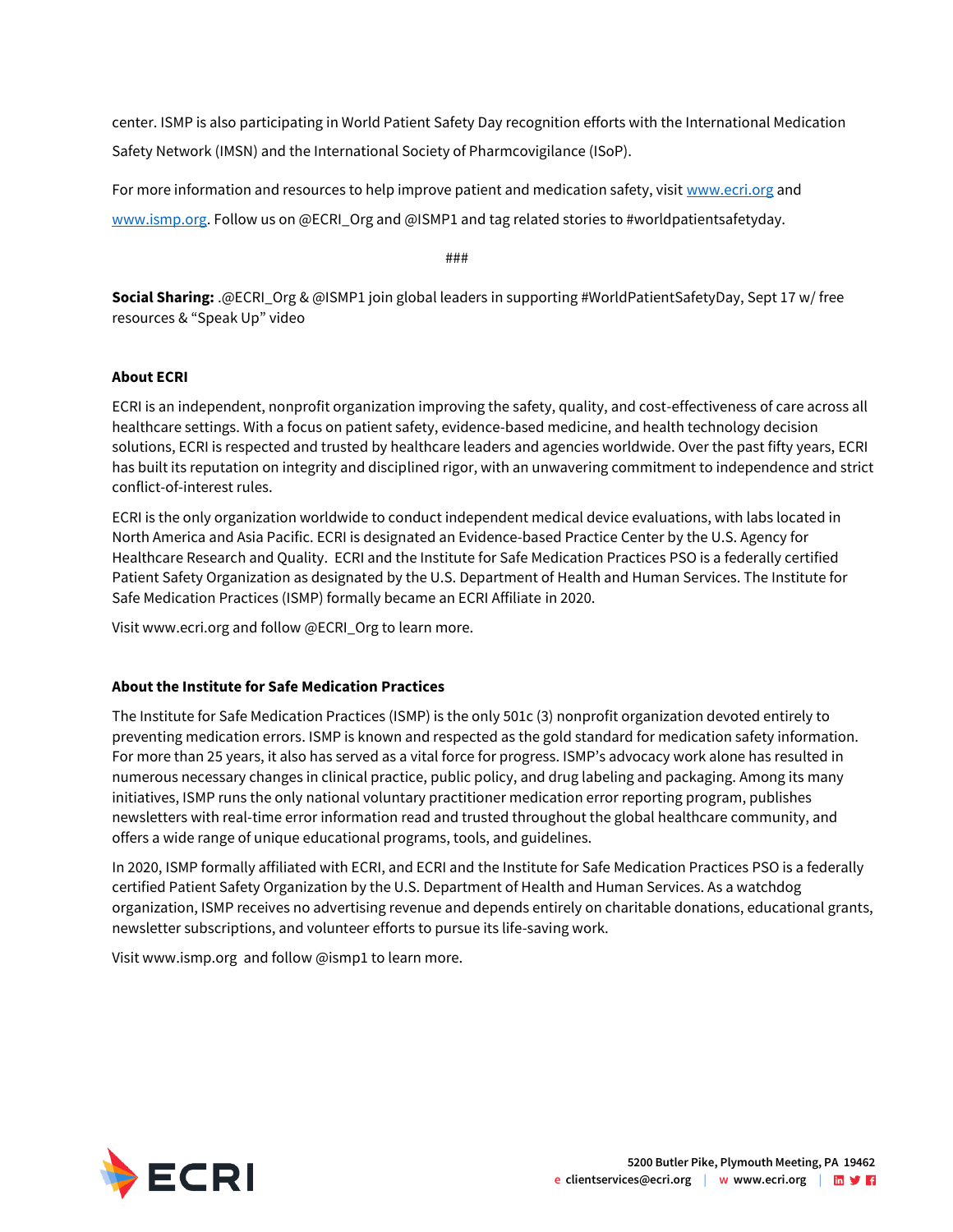center. ISMP is also participating in World Patient Safety Day recognition efforts with the International Medication Safety Network (IMSN) and the International Society of Pharmcovigilance (ISoP).

For more information and resources to help improve patient and medication safety, visit www.ecri.org and www.ismp.org. Follow us on @ECRI_Org and @ISMP1 and tag related stories to #worldpatientsafetyday.

###

**Social Sharing:** .@ECRI_Org & @ISMP1 join global leaders in supporting #WorldPatientSafetyDay, Sept 17 w/ free resources & "Speak Up" video

**About ECRI**

ECRI is an independent, nonprofit organization improving the safety, quality, and cost-effectiveness of care across all healthcare settings. With a focus on patient safety, evidence-based medicine, and health technology decision solutions, ECRI is respected and trusted by healthcare leaders and agencies worldwide. Over the past fifty years, ECRI has built its reputation on integrity and disciplined rigor, with an unwavering commitment to independence and strict conflict-of-interest rules.

ECRI is the only organization worldwide to conduct independent medical device evaluations, with labs located in North America and Asia Pacific. ECRI is designated an Evidence-based Practice Center by the U.S. Agency for Healthcare Research and Quality. ECRI and the Institute for Safe Medication Practices PSO is a federally certified Patient Safety Organization as designated by the U.S. Department of Health and Human Services. The Institute for Safe Medication Practices (ISMP) formally became an ECRI Affiliate in 2020.

Visit www.ecri.org and follow @ECRI_Org to learn more.

**About the Institute for Safe Medication Practices**

The Institute for Safe Medication Practices (ISMP) is the only 501c (3) nonprofit organization devoted entirely to preventing medication errors. ISMP is known and respected as the gold standard for medication safety information. For more than 25 years, it also has served as a vital force for progress. ISMP's advocacy work alone has resulted in numerous necessary changes in clinical practice, public policy, and drug labeling and packaging. Among its many initiatives, ISMP runs the only national voluntary practitioner medication error reporting program, publishes newsletters with real-time error information read and trusted throughout the global healthcare community, and offers a wide range of unique educational programs, tools, and guidelines.

In 2020, ISMP formally affiliated with ECRI, and ECRI and the Institute for Safe Medication Practices PSO is a federally certified Patient Safety Organization by the U.S. Department of Health and Human Services. As a watchdog organization, ISMP receives no advertising revenue and depends entirely on charitable donations, educational grants, newsletter subscriptions, and volunteer efforts to pursue its life-saving work.

Visit www.ismp.org and follow @ismp1 to learn more.

ECRI

5200 Butler Pike, Plymouth Meeting, PA 19462
e clientservices@ecri.org | w www.ecri.org